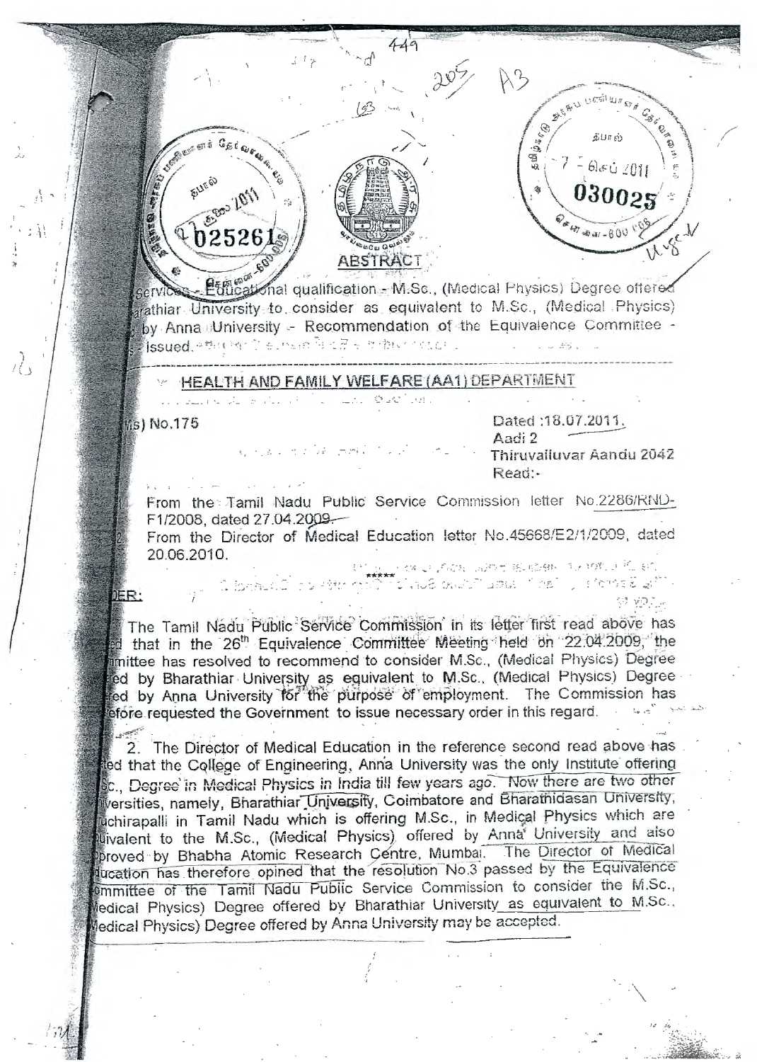**ABSTRACT**

Services - Educational qualification - M.Sc., (Medical Physics) Degree offered by Bharathiar University to consider as equivalent to M.Sc., (Medical Physics) Degree offered by Anna University - Recommendation of the Equivalence Committee - Orders Issued.

---

## HEALTH AND FAMILY WELFARE (AA1) DEPARTMENT

G.O.(Ms) No.175

Dated :18.07.2011.
Aadi 2
Thiruvalluvar Aandu 2042
Read:-

1. From the Tamil Nadu Public Service Commission letter No.2286/RND-F1/2008, dated 27.04.2009.
2. From the Director of Medical Education letter No.45668/E2/1/2009, dated 20.06.2010.

\*\*\*\*\*

ORDER:

The Tamil Nadu Public Service Commission in its letter first read above has stated that in the 26th Equivalence Committee Meeting held on 22.04.2009, the Committee has resolved to recommend to consider M.Sc., (Medical Physics) Degree offered by Bharathiar University as equivalent to M.Sc., (Medical Physics) Degree offered by Anna University for the purpose of employment. The Commission has therefore requested the Government to issue necessary order in this regard.

2. The Director of Medical Education in the reference second read above has stated that the College of Engineering, Anna University was the only Institute offering M.Sc., Degree in Medical Physics in India till few years ago. Now there are two other Universities, namely, Bharathiar University, Coimbatore and Bharathidasan University, Tiruchirapalli in Tamil Nadu which is offering M.Sc., in Medical Physics which are equivalent to the M.Sc., (Medical Physics) offered by Anna University and also approved by Bhabha Atomic Research Centre, Mumbai. The Director of Medical Education has therefore opined that the resolution No.3 passed by the Equivalence Committee of the Tamil Nadu Public Service Commission to consider the M.Sc., (Medical Physics) Degree offered by Bharathiar University as equivalent to M.Sc., (Medical Physics) Degree offered by Anna University may be accepted.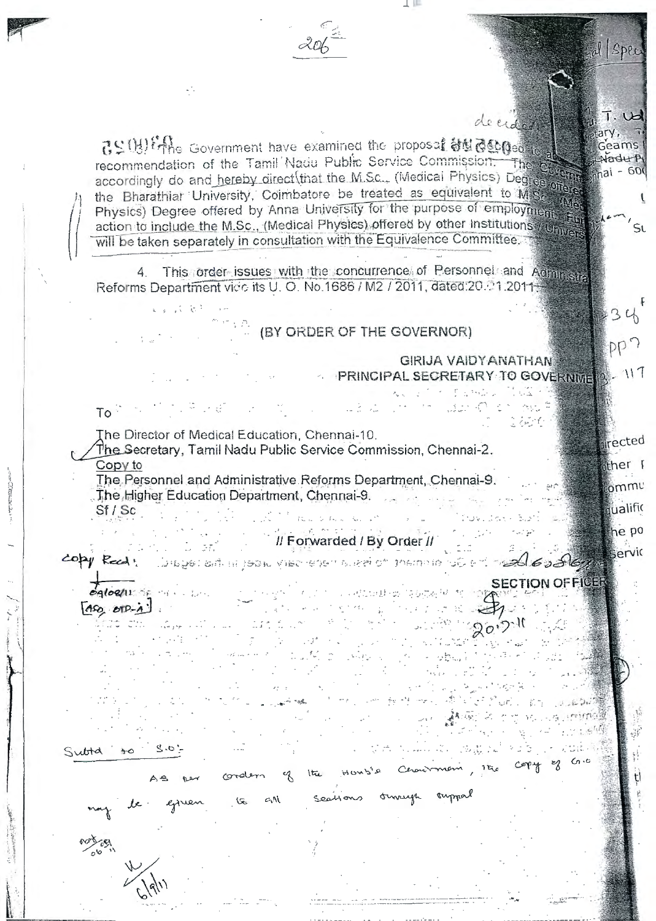3. The Government have examined the proposal and decided to accept the recommendation of the Tamil Nadu Public Service Commission. The Government accordingly do and hereby direct that the M.Sc., (Medical Physics) Degree offered by the Bharathiar University, Coimbatore be treated as equivalent to M.Sc., (Medical Physics) Degree offered by Anna University for the purpose of employment. Further action to include the M.Sc., (Medical Physics) offered by other institutions / Universities will be taken separately in consultation with the Equivalence Committee.

4. This order issues with the concurrence of Personnel and Administrative Reforms Department vide its U. O. No.1686 / M2 / 2011, dated:20.01.2011.

(BY ORDER OF THE GOVERNOR)

GIRIJA VAIDYANATHAN
PRINCIPAL SECRETARY TO GOVERNMENT

To

The Director of Medical Education, Chennai-10.
The Secretary, Tamil Nadu Public Service Commission, Chennai-2.

Copy to

The Personnel and Administrative Reforms Department, Chennai-9.
The Higher Education Department, Chennai-9.
Sf / Sc

// Forwarded / By Order //

SECTION OFFICER

Copy Recd.
06/08/11
[ASO OTD-A]

20.7.11

Subtd to S.O:-

As per orders of the Hon'ble Chairman, the copy of G.O. may be given to all sections through suppal

6/9/11